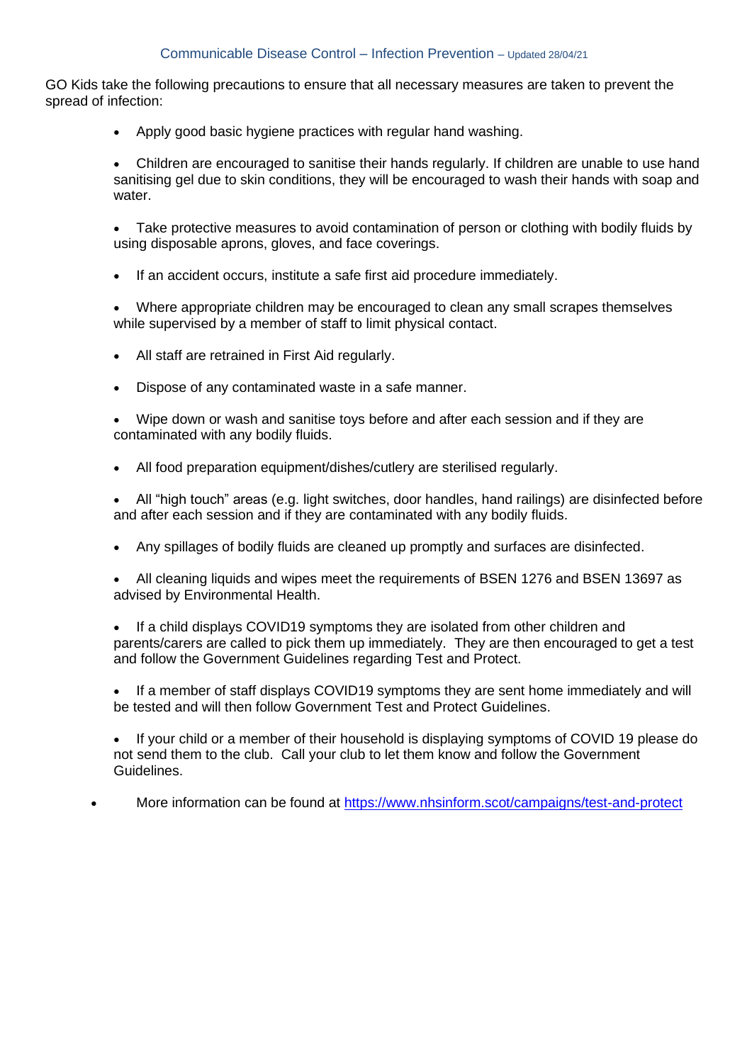## Communicable Disease Control – Infection Prevention – Updated 28/04/21

GO Kids take the following precautions to ensure that all necessary measures are taken to prevent the spread of infection:

- Apply good basic hygiene practices with regular hand washing.
- Children are encouraged to sanitise their hands regularly. If children are unable to use hand sanitising gel due to skin conditions, they will be encouraged to wash their hands with soap and water.
- Take protective measures to avoid contamination of person or clothing with bodily fluids by using disposable aprons, gloves, and face coverings.
- If an accident occurs, institute a safe first aid procedure immediately.
- Where appropriate children may be encouraged to clean any small scrapes themselves while supervised by a member of staff to limit physical contact.
- All staff are retrained in First Aid regularly.
- Dispose of any contaminated waste in a safe manner.
- Wipe down or wash and sanitise toys before and after each session and if they are contaminated with any bodily fluids.
- All food preparation equipment/dishes/cutlery are sterilised regularly.
- All "high touch" areas (e.g. light switches, door handles, hand railings) are disinfected before and after each session and if they are contaminated with any bodily fluids.
- Any spillages of bodily fluids are cleaned up promptly and surfaces are disinfected.
- All cleaning liquids and wipes meet the requirements of BSEN 1276 and BSEN 13697 as advised by Environmental Health.
- If a child displays COVID19 symptoms they are isolated from other children and parents/carers are called to pick them up immediately. They are then encouraged to get a test and follow the Government Guidelines regarding Test and Protect.
- If a member of staff displays COVID19 symptoms they are sent home immediately and will be tested and will then follow Government Test and Protect Guidelines.
- If your child or a member of their household is displaying symptoms of COVID 19 please do not send them to the club. Call your club to let them know and follow the Government Guidelines.
- More information can be found at https://www.nhsinform.scot/campaigns/test-and-protect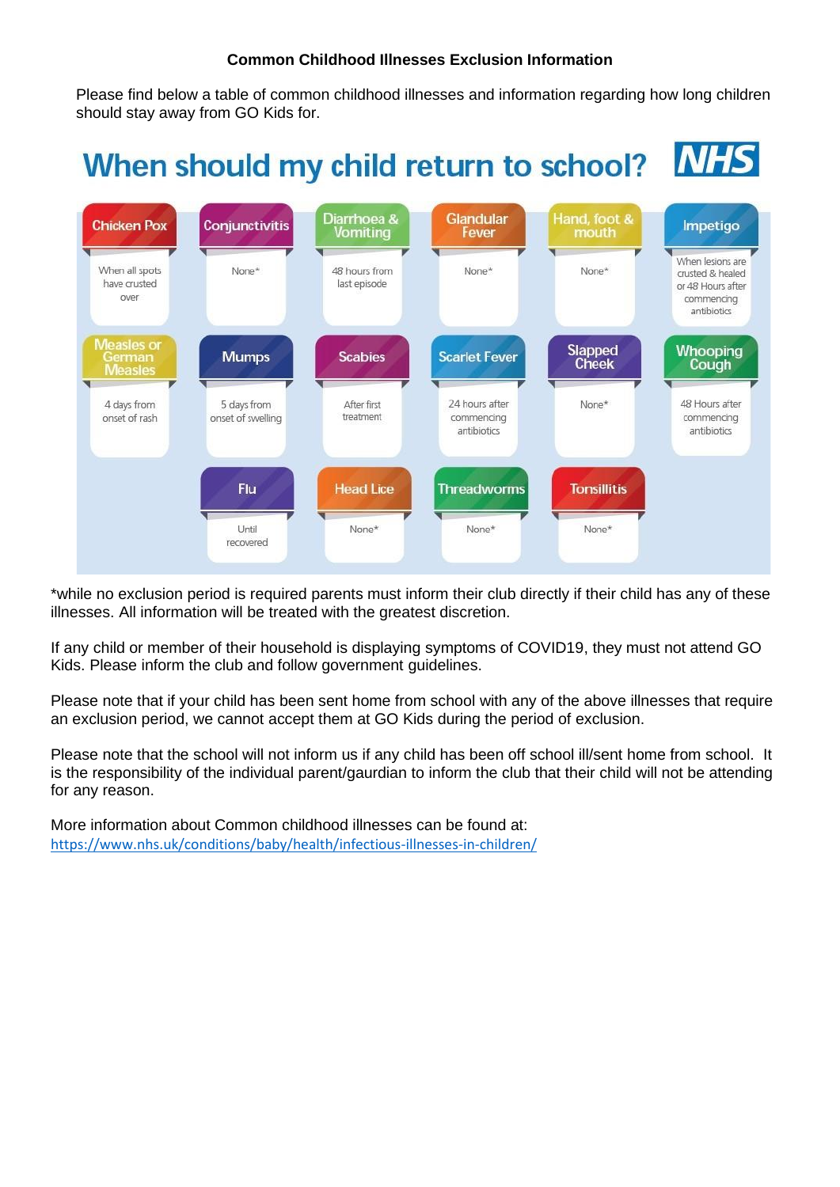**Common Childhood Illnesses Exclusion Information**

Please find below a table of common childhood illnesses and information regarding how long children should stay away from GO Kids for.

## When should my child return to school? NHS

| Illness | Exclusion period |
| --- | --- |
| Chicken Pox | When all spots have crusted over |
| Conjunctivitis | None* |
| Diarrhoea & Vomiting | 48 hours from last episode |
| Glandular Fever | None* |
| Hand, foot & mouth | None* |
| Impetigo | When lesions are crusted & healed or 48 Hours after commencing antibiotics |
| Measles or German Measles | 4 days from onset of rash |
| Mumps | 5 days from onset of swelling |
| Scabies | After first treatment |
| Scarlet Fever | 24 hours after commencing antibiotics |
| Slapped Cheek | None* |
| Whooping Cough | 48 Hours after commencing antibiotics |
| Flu | Until recovered |
| Head Lice | None* |
| Threadworms | None* |
| Tonsillitis | None* |

*while no exclusion period is required parents must inform their club directly if their child has any of these illnesses. All information will be treated with the greatest discretion.

If any child or member of their household is displaying symptoms of COVID19, they must not attend GO Kids. Please inform the club and follow government guidelines.

Please note that if your child has been sent home from school with any of the above illnesses that require an exclusion period, we cannot accept them at GO Kids during the period of exclusion.

Please note that the school will not inform us if any child has been off school ill/sent home from school. It is the responsibility of the individual parent/gaurdian to inform the club that their child will not be attending for any reason.

More information about Common childhood illnesses can be found at:
https://www.nhs.uk/conditions/baby/health/infectious-illnesses-in-children/